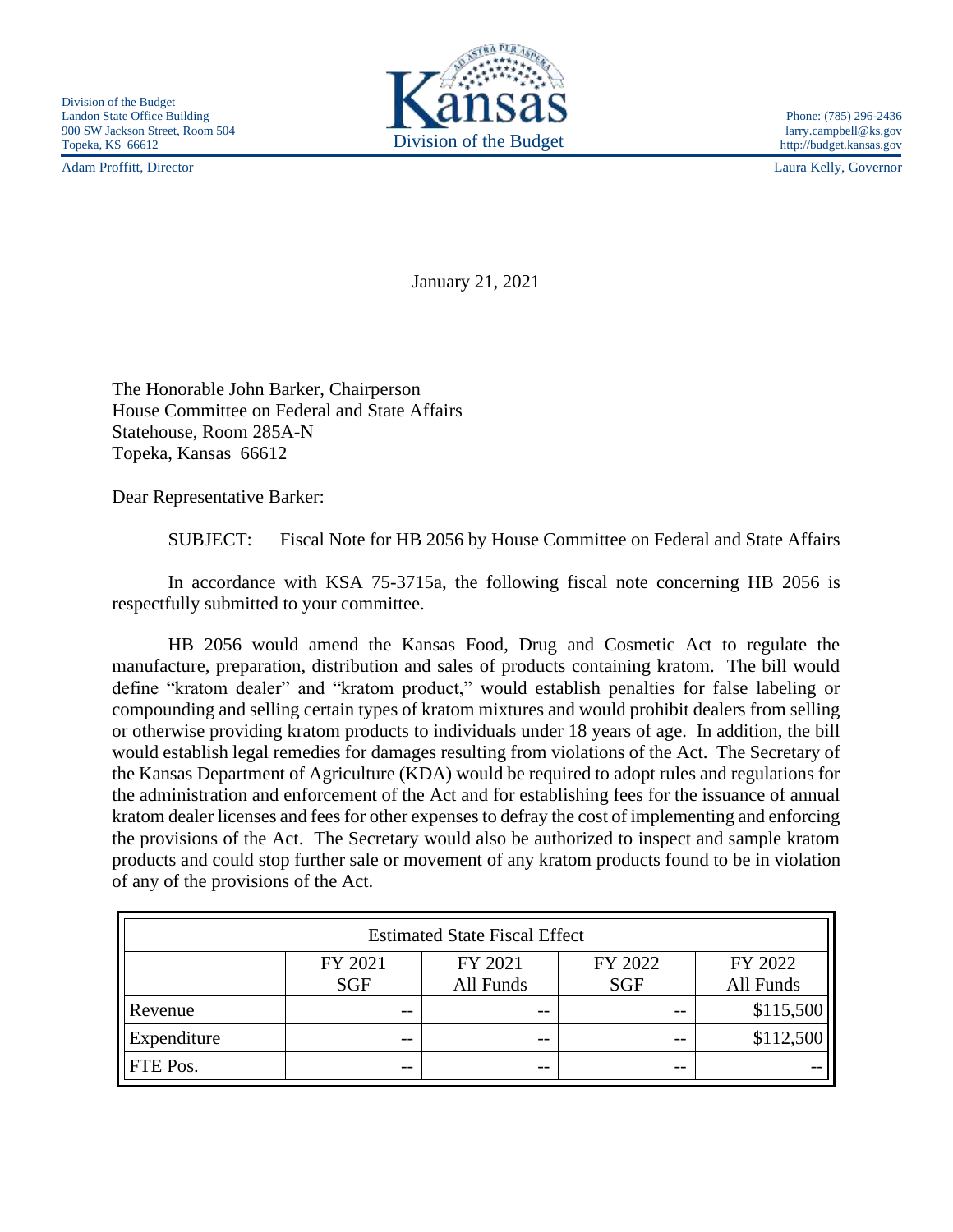Division of the Budget
Landon State Office Building
900 SW Jackson Street, Room 504
Topeka, KS 66612

Kansas
Division of the Budget

Phone: (785) 296-2436
larry.campbell@ks.gov
http://budget.kansas.gov

Adam Proffitt, Director

Laura Kelly, Governor

January 21, 2021

The Honorable John Barker, Chairperson
House Committee on Federal and State Affairs
Statehouse, Room 285A-N
Topeka, Kansas 66612

Dear Representative Barker:

SUBJECT: Fiscal Note for HB 2056 by House Committee on Federal and State Affairs

In accordance with KSA 75-3715a, the following fiscal note concerning HB 2056 is respectfully submitted to your committee.

HB 2056 would amend the Kansas Food, Drug and Cosmetic Act to regulate the manufacture, preparation, distribution and sales of products containing kratom. The bill would define "kratom dealer" and "kratom product," would establish penalties for false labeling or compounding and selling certain types of kratom mixtures and would prohibit dealers from selling or otherwise providing kratom products to individuals under 18 years of age. In addition, the bill would establish legal remedies for damages resulting from violations of the Act. The Secretary of the Kansas Department of Agriculture (KDA) would be required to adopt rules and regulations for the administration and enforcement of the Act and for establishing fees for the issuance of annual kratom dealer licenses and fees for other expenses to defray the cost of implementing and enforcing the provisions of the Act. The Secretary would also be authorized to inspect and sample kratom products and could stop further sale or movement of any kratom products found to be in violation of any of the provisions of the Act.

| Estimated State Fiscal Effect | | | | |
|---|---|---|---|---|
| | FY 2021 SGF | FY 2021 All Funds | FY 2022 SGF | FY 2022 All Funds |
| Revenue | -- | -- | -- | $115,500 |
| Expenditure | -- | -- | -- | $112,500 |
| FTE Pos. | -- | -- | -- | -- |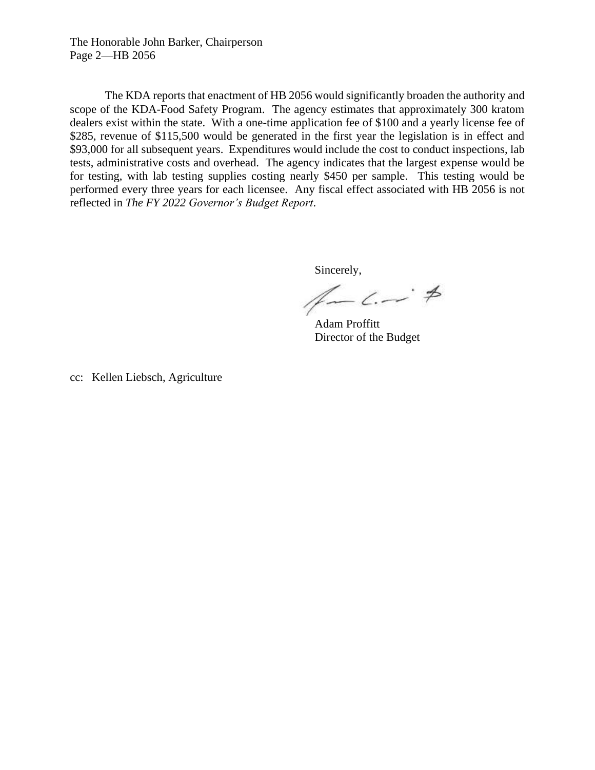The KDA reports that enactment of HB 2056 would significantly broaden the authority and scope of the KDA-Food Safety Program. The agency estimates that approximately 300 kratom dealers exist within the state. With a one-time application fee of $100 and a yearly license fee of $285, revenue of $115,500 would be generated in the first year the legislation is in effect and $93,000 for all subsequent years. Expenditures would include the cost to conduct inspections, lab tests, administrative costs and overhead. The agency indicates that the largest expense would be for testing, with lab testing supplies costing nearly $450 per sample. This testing would be performed every three years for each licensee. Any fiscal effect associated with HB 2056 is not reflected in *The FY 2022 Governor's Budget Report*.

Sincerely,

Adam Proffitt
Director of the Budget

cc: Kellen Liebsch, Agriculture